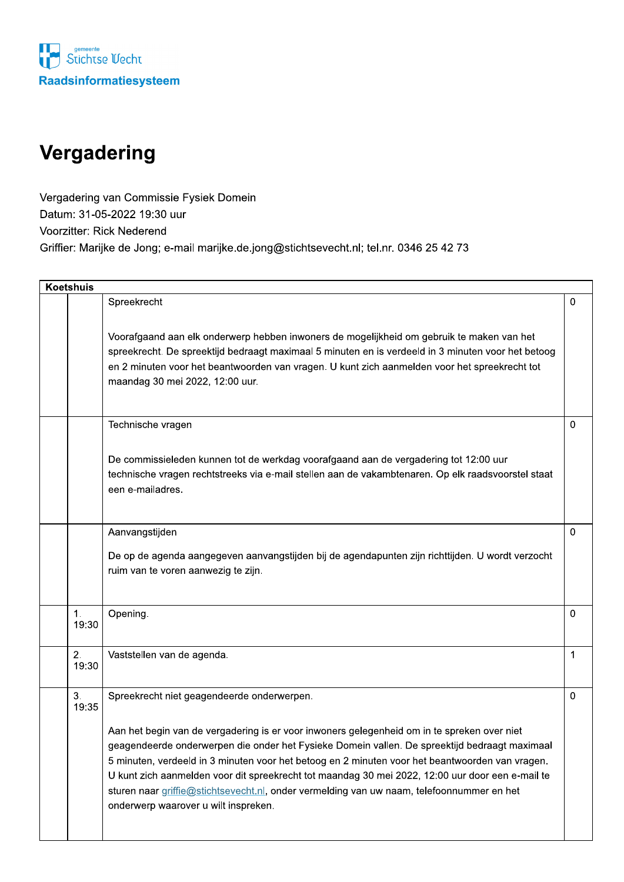gemeente Stichtse Vecht

**Raadsinformatiesysteem**

# Vergadering

Vergadering van Commissie Fysiek Domein
Datum: 31-05-2022 19:30 uur
Voorzitter: Rick Nederend
Griffier: Marijke de Jong; e-mail marijke.de.jong@stichtsevecht.nl; tel.nr. 0346 25 42 73

| Koetshuis | | | |
|---|---|---|---|
| | | Spreekrecht<br><br>Voorafgaand aan elk onderwerp hebben inwoners de mogelijkheid om gebruik te maken van het spreekrecht. De spreektijd bedraagt maximaal 5 minuten en is verdeeld in 3 minuten voor het betoog en 2 minuten voor het beantwoorden van vragen. U kunt zich aanmelden voor het spreekrecht tot maandag 30 mei 2022, 12:00 uur. | 0 |
| | | Technische vragen<br><br>De commissieleden kunnen tot de werkdag voorafgaand aan de vergadering tot 12:00 uur technische vragen rechtstreeks via e-mail stellen aan de vakambtenaren. Op elk raadsvoorstel staat een e-mailadres. | 0 |
| | | Aanvangstijden<br><br>De op de agenda aangegeven aanvangstijden bij de agendapunten zijn richttijden. U wordt verzocht ruim van te voren aanwezig te zijn. | 0 |
| | 1.<br>19:30 | Opening. | 0 |
| | 2.<br>19:30 | Vaststellen van de agenda. | 1 |
| | 3.<br>19:35 | Spreekrecht niet geagendeerde onderwerpen.<br><br>Aan het begin van de vergadering is er voor inwoners gelegenheid om in te spreken over niet geagendeerde onderwerpen die onder het Fysieke Domein vallen. De spreektijd bedraagt maximaal 5 minuten, verdeeld in 3 minuten voor het betoog en 2 minuten voor het beantwoorden van vragen. U kunt zich aanmelden voor dit spreekrecht tot maandag 30 mei 2022, 12:00 uur door een e-mail te sturen naar griffie@stichtsevecht.nl, onder vermelding van uw naam, telefoonnummer en het onderwerp waarover u wilt inspreken. | 0 |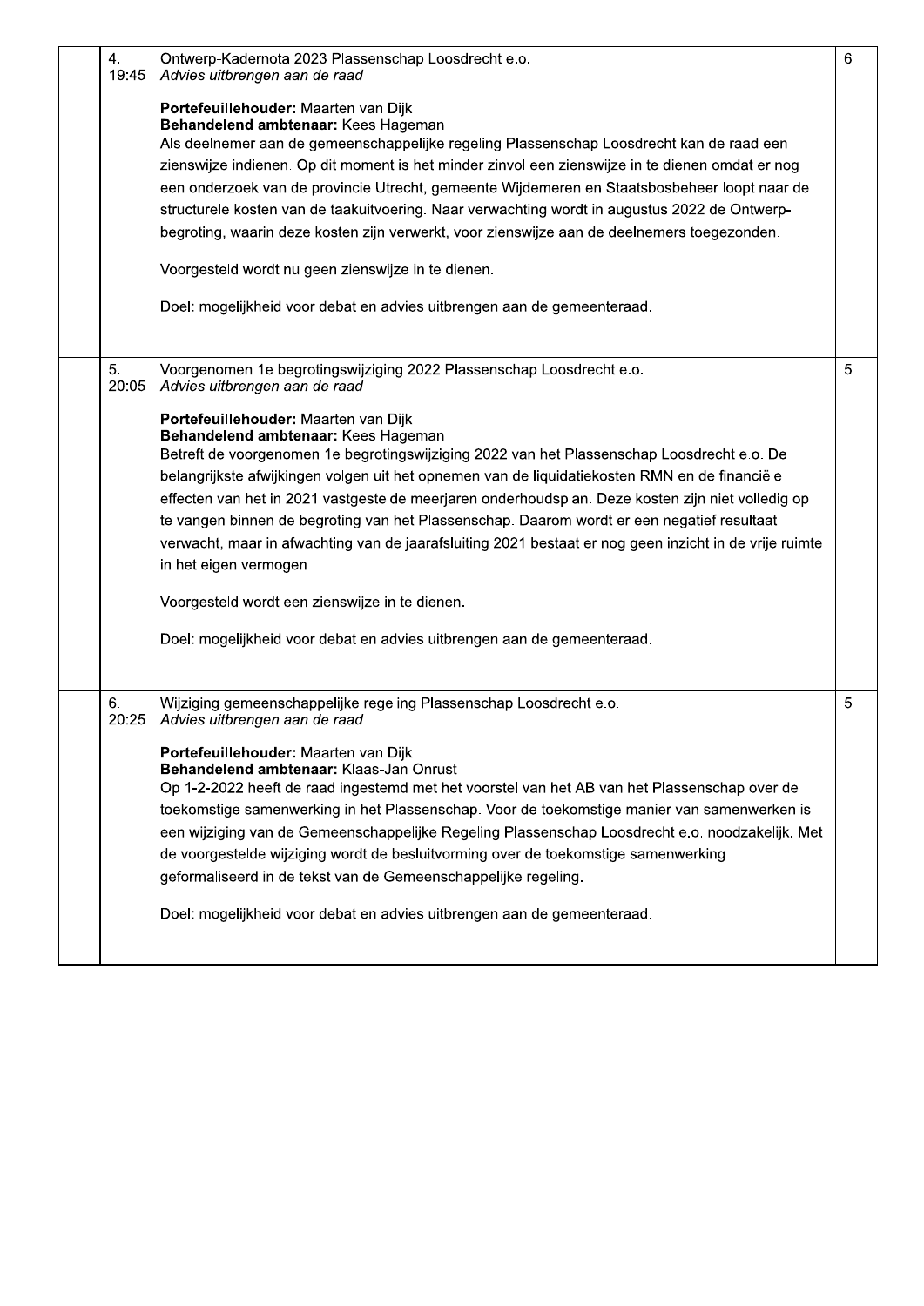| | | | |
|---|---|---|---|
| | 4.<br>19:45 | Ontwerp-Kadernota 2023 Plassenschap Loosdrecht e.o.<br>*Advies uitbrengen aan de raad*<br><br>**Portefeuillehouder:** Maarten van Dijk<br>**Behandelend ambtenaar:** Kees Hageman<br>Als deelnemer aan de gemeenschappelijke regeling Plassenschap Loosdrecht kan de raad een zienswijze indienen. Op dit moment is het minder zinvol een zienswijze in te dienen omdat er nog een onderzoek van de provincie Utrecht, gemeente Wijdemeren en Staatsbosbeheer loopt naar de structurele kosten van de taakuitvoering. Naar verwachting wordt in augustus 2022 de Ontwerp-begroting, waarin deze kosten zijn verwerkt, voor zienswijze aan de deelnemers toegezonden.<br><br>Voorgesteld wordt nu geen zienswijze in te dienen.<br><br>Doel: mogelijkheid voor debat en advies uitbrengen aan de gemeenteraad. | 6 |
| | 5.<br>20:05 | Voorgenomen 1e begrotingswijziging 2022 Plassenschap Loosdrecht e.o.<br>*Advies uitbrengen aan de raad*<br><br>**Portefeuillehouder:** Maarten van Dijk<br>**Behandelend ambtenaar:** Kees Hageman<br>Betreft de voorgenomen 1e begrotingswijziging 2022 van het Plassenschap Loosdrecht e.o. De belangrijkste afwijkingen volgen uit het opnemen van de liquidatiekosten RMN en de financiële effecten van het in 2021 vastgestelde meerjaren onderhoudsplan. Deze kosten zijn niet volledig op te vangen binnen de begroting van het Plassenschap. Daarom wordt er een negatief resultaat verwacht, maar in afwachting van de jaarafsluiting 2021 bestaat er nog geen inzicht in de vrije ruimte in het eigen vermogen.<br><br>Voorgesteld wordt een zienswijze in te dienen.<br><br>Doel: mogelijkheid voor debat en advies uitbrengen aan de gemeenteraad. | 5 |
| | 6.<br>20:25 | Wijziging gemeenschappelijke regeling Plassenschap Loosdrecht e.o.<br>*Advies uitbrengen aan de raad*<br><br>**Portefeuillehouder:** Maarten van Dijk<br>**Behandelend ambtenaar:** Klaas-Jan Onrust<br>Op 1-2-2022 heeft de raad ingestemd met het voorstel van het AB van het Plassenschap over de toekomstige samenwerking in het Plassenschap. Voor de toekomstige manier van samenwerken is een wijziging van de Gemeenschappelijke Regeling Plassenschap Loosdrecht e.o. noodzakelijk. Met de voorgestelde wijziging wordt de besluitvorming over de toekomstige samenwerking geformaliseerd in de tekst van de Gemeenschappelijke regeling.<br><br>Doel: mogelijkheid voor debat en advies uitbrengen aan de gemeenteraad. | 5 |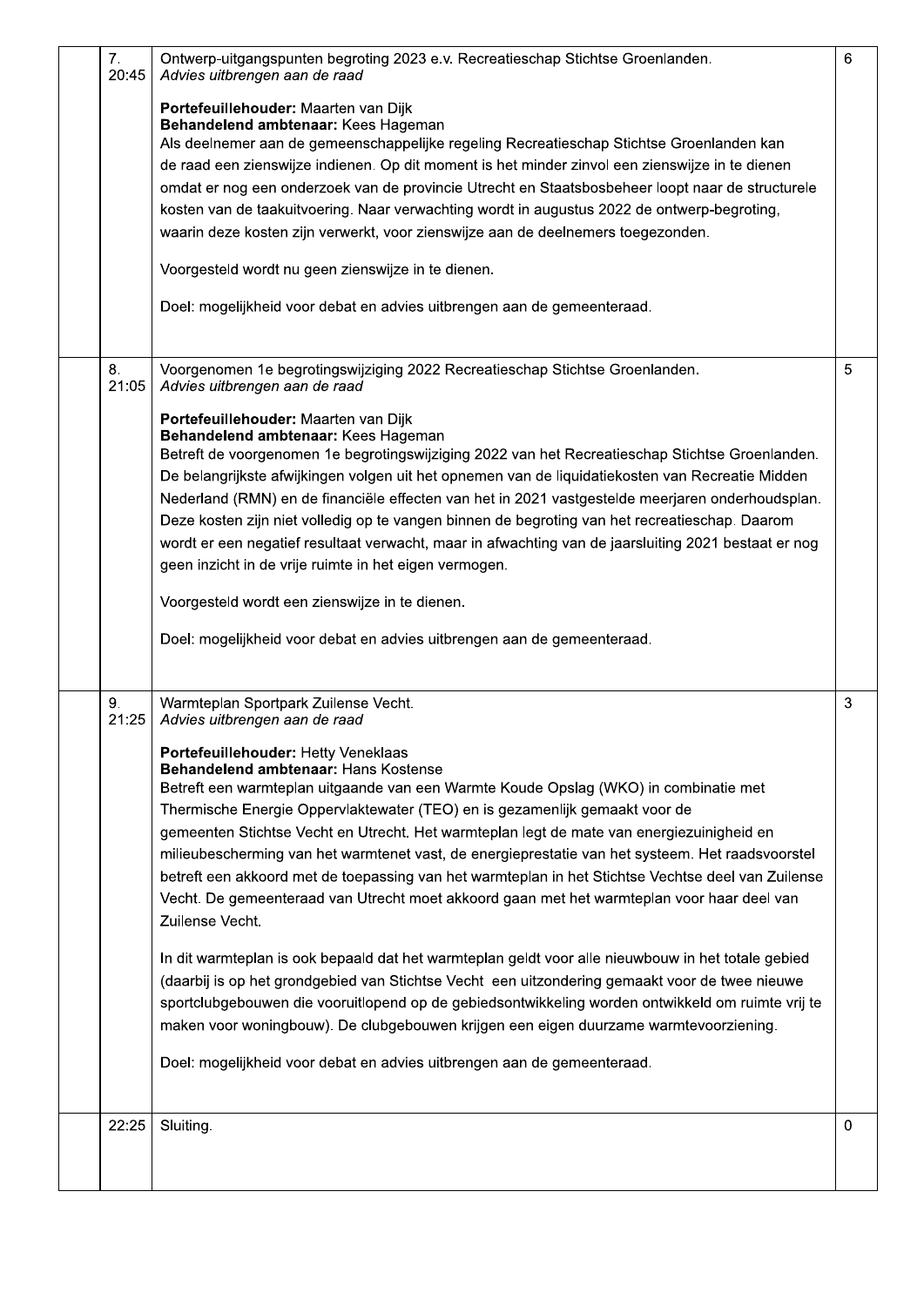| | | | |
|---|---|---|---|
| | 7.<br>20:45 | Ontwerp-uitgangspunten begroting 2023 e.v. Recreatieschap Stichtse Groenlanden.<br>*Advies uitbrengen aan de raad*<br><br>**Portefeuillehouder:** Maarten van Dijk<br>**Behandelend ambtenaar:** Kees Hageman<br>Als deelnemer aan de gemeenschappelijke regeling Recreatieschap Stichtse Groenlanden kan de raad een zienswijze indienen. Op dit moment is het minder zinvol een zienswijze in te dienen omdat er nog een onderzoek van de provincie Utrecht en Staatsbosbeheer loopt naar de structurele kosten van de taakuitvoering. Naar verwachting wordt in augustus 2022 de ontwerp-begroting, waarin deze kosten zijn verwerkt, voor zienswijze aan de deelnemers toegezonden.<br><br>Voorgesteld wordt nu geen zienswijze in te dienen.<br><br>Doel: mogelijkheid voor debat en advies uitbrengen aan de gemeenteraad. | 6 |
| | 8.<br>21:05 | Voorgenomen 1e begrotingswijziging 2022 Recreatieschap Stichtse Groenlanden.<br>*Advies uitbrengen aan de raad*<br><br>**Portefeuillehouder:** Maarten van Dijk<br>**Behandelend ambtenaar:** Kees Hageman<br>Betreft de voorgenomen 1e begrotingswijziging 2022 van het Recreatieschap Stichtse Groenlanden. De belangrijkste afwijkingen volgen uit het opnemen van de liquidatiekosten van Recreatie Midden Nederland (RMN) en de financiële effecten van het in 2021 vastgestelde meerjaren onderhoudsplan. Deze kosten zijn niet volledig op te vangen binnen de begroting van het recreatieschap. Daarom wordt er een negatief resultaat verwacht, maar in afwachting van de jaarsluiting 2021 bestaat er nog geen inzicht in de vrije ruimte in het eigen vermogen.<br><br>Voorgesteld wordt een zienswijze in te dienen.<br><br>Doel: mogelijkheid voor debat en advies uitbrengen aan de gemeenteraad. | 5 |
| | 9.<br>21:25 | Warmteplan Sportpark Zuilense Vecht.<br>*Advies uitbrengen aan de raad*<br><br>**Portefeuillehouder:** Hetty Veneklaas<br>**Behandelend ambtenaar:** Hans Kostense<br>Betreft een warmteplan uitgaande van een Warmte Koude Opslag (WKO) in combinatie met Thermische Energie Oppervlaktewater (TEO) en is gezamenlijk gemaakt voor de gemeenten Stichtse Vecht en Utrecht. Het warmteplan legt de mate van energiezuinigheid en milieubescherming van het warmtenet vast, de energieprestatie van het systeem. Het raadsvoorstel betreft een akkoord met de toepassing van het warmteplan in het Stichtse Vechtse deel van Zuilense Vecht. De gemeenteraad van Utrecht moet akkoord gaan met het warmteplan voor haar deel van Zuilense Vecht.<br><br>In dit warmteplan is ook bepaald dat het warmteplan geldt voor alle nieuwbouw in het totale gebied (daarbij is op het grondgebied van Stichtse Vecht een uitzondering gemaakt voor de twee nieuwe sportclubgebouwen die vooruitlopend op de gebiedsontwikkeling worden ontwikkeld om ruimte vrij te maken voor woningbouw). De clubgebouwen krijgen een eigen duurzame warmtevoorziening.<br><br>Doel: mogelijkheid voor debat en advies uitbrengen aan de gemeenteraad. | 3 |
| | 22:25 | Sluiting. | 0 |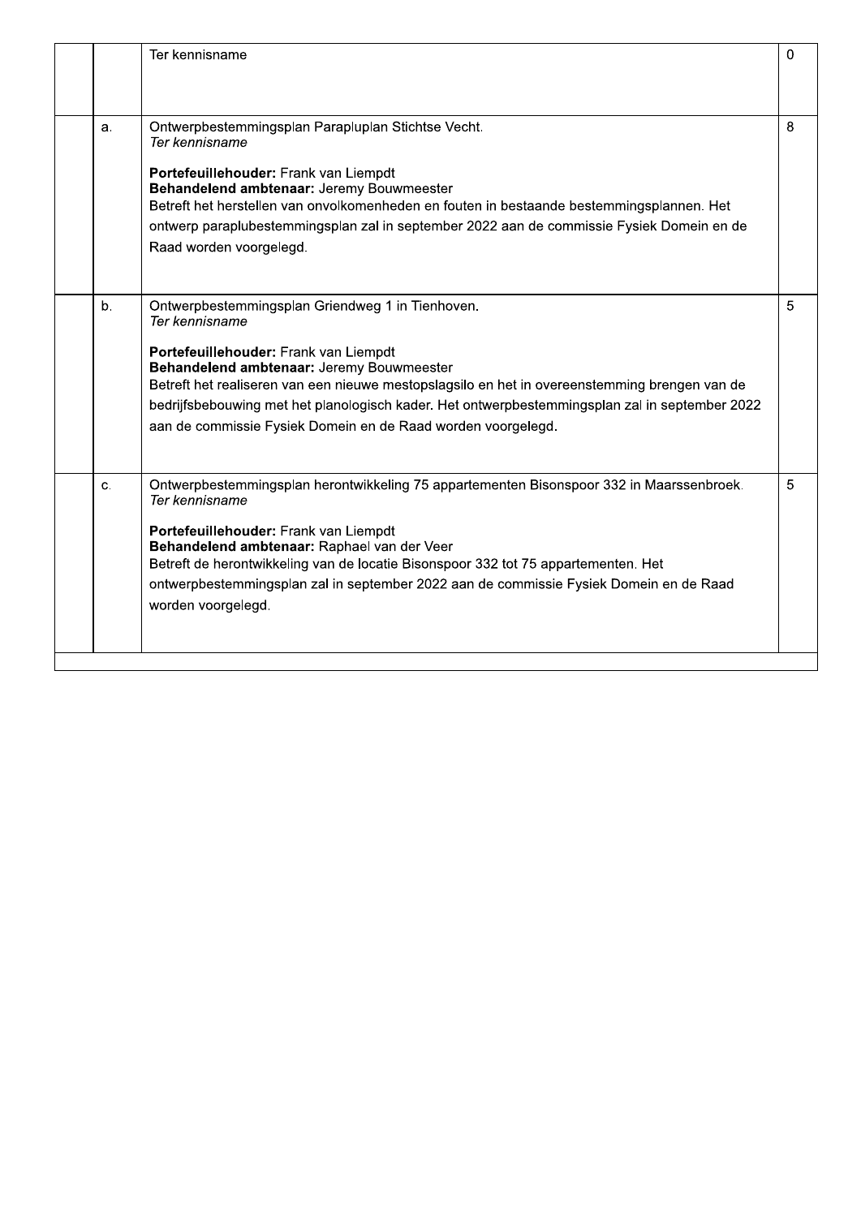| | | | |
|---|---|---|---|
| | | Ter kennisname | 0 |
| | a. | Ontwerpbestemmingsplan Parapluplan Stichtse Vecht.<br>*Ter kennisname*<br><br>**Portefeuillehouder:** Frank van Liempdt<br>**Behandelend ambtenaar:** Jeremy Bouwmeester<br>Betreft het herstellen van onvolkomenheden en fouten in bestaande bestemmingsplannen. Het ontwerp paraplubestemmingsplan zal in september 2022 aan de commissie Fysiek Domein en de Raad worden voorgelegd. | 8 |
| | b. | Ontwerpbestemmingsplan Griendweg 1 in Tienhoven.<br>*Ter kennisname*<br><br>**Portefeuillehouder:** Frank van Liempdt<br>**Behandelend ambtenaar:** Jeremy Bouwmeester<br>Betreft het realiseren van een nieuwe mestopslagsilo en het in overeenstemming brengen van de bedrijfsbebouwing met het planologisch kader. Het ontwerpbestemmingsplan zal in september 2022 aan de commissie Fysiek Domein en de Raad worden voorgelegd. | 5 |
| | c. | Ontwerpbestemmingsplan herontwikkeling 75 appartementen Bisonspoor 332 in Maarssenbroek.<br>*Ter kennisname*<br><br>**Portefeuillehouder:** Frank van Liempdt<br>**Behandelend ambtenaar:** Raphael van der Veer<br>Betreft de herontwikkeling van de locatie Bisonspoor 332 tot 75 appartementen. Het ontwerpbestemmingsplan zal in september 2022 aan de commissie Fysiek Domein en de Raad worden voorgelegd. | 5 |